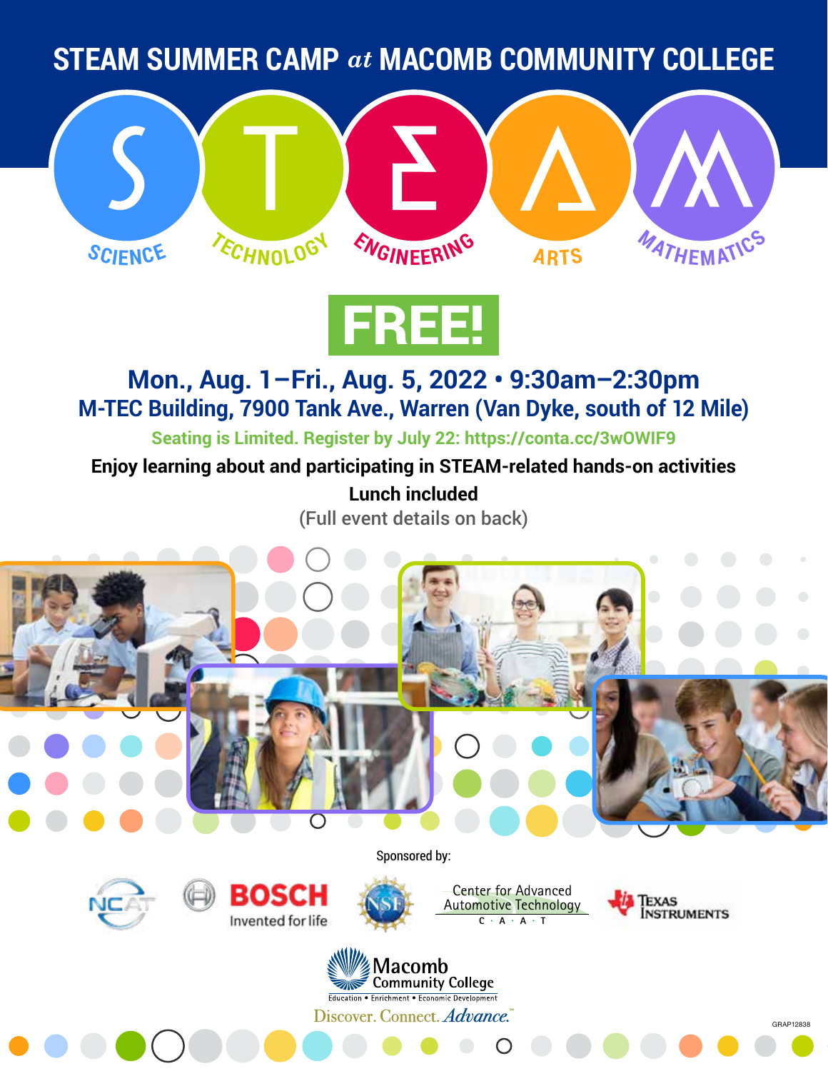# STEAM SUMMER CAMP *at* MACOMB COMMUNITY COLLEGE

SCIENCE · TECHNOLOGY · ENGINEERING · ARTS · MATHEMATICS

## FREE!

### Mon., Aug. 1–Fri., Aug. 5, 2022 • 9:30am–2:30pm
### M-TEC Building, 7900 Tank Ave., Warren (Van Dyke, south of 12 Mile)

**Seating is Limited. Register by July 22: https://conta.cc/3wOWIF9**

**Enjoy learning about and participating in STEAM-related hands-on activities**

**Lunch included**

(Full event details on back)

Sponsored by:

NCAT · BOSCH Invented for life · NSF · Center for Advanced Automotive Technology C·A·A·T · Texas Instruments

Macomb Community College
Education • Enrichment • Economic Development
Discover. Connect. *Advance.*™

GRAP12838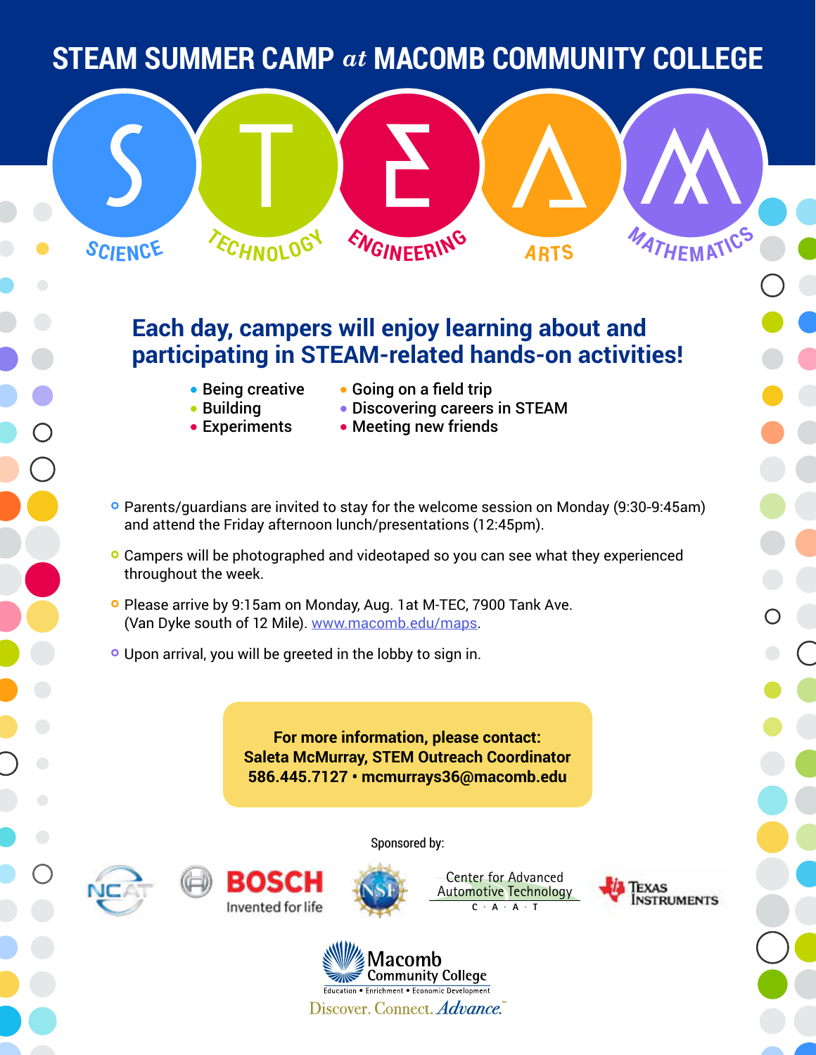# STEAM SUMMER CAMP *at* MACOMB COMMUNITY COLLEGE

SCIENCE TECHNOLOGY ENGINEERING ARTS MATHEMATICS

## Each day, campers will enjoy learning about and participating in STEAM-related hands-on activities!

- Being creative
- Building
- Experiments
- Going on a field trip
- Discovering careers in STEAM
- Meeting new friends

- Parents/guardians are invited to stay for the welcome session on Monday (9:30-9:45am) and attend the Friday afternoon lunch/presentations (12:45pm).
- Campers will be photographed and videotaped so you can see what they experienced throughout the week.
- Please arrive by 9:15am on Monday, Aug. 1at M-TEC, 7900 Tank Ave. (Van Dyke south of 12 Mile). www.macomb.edu/maps.
- Upon arrival, you will be greeted in the lobby to sign in.

**For more information, please contact:**
**Saleta McMurray, STEM Outreach Coordinator**
**586.445.7127 • mcmurrays36@macomb.edu**

Sponsored by:

NCAT BOSCH Invented for life NSF Center for Advanced Automotive Technology C·A·A·T Texas Instruments

Macomb Community College
Education • Enrichment • Economic Development
Discover. Connect. *Advance.*™